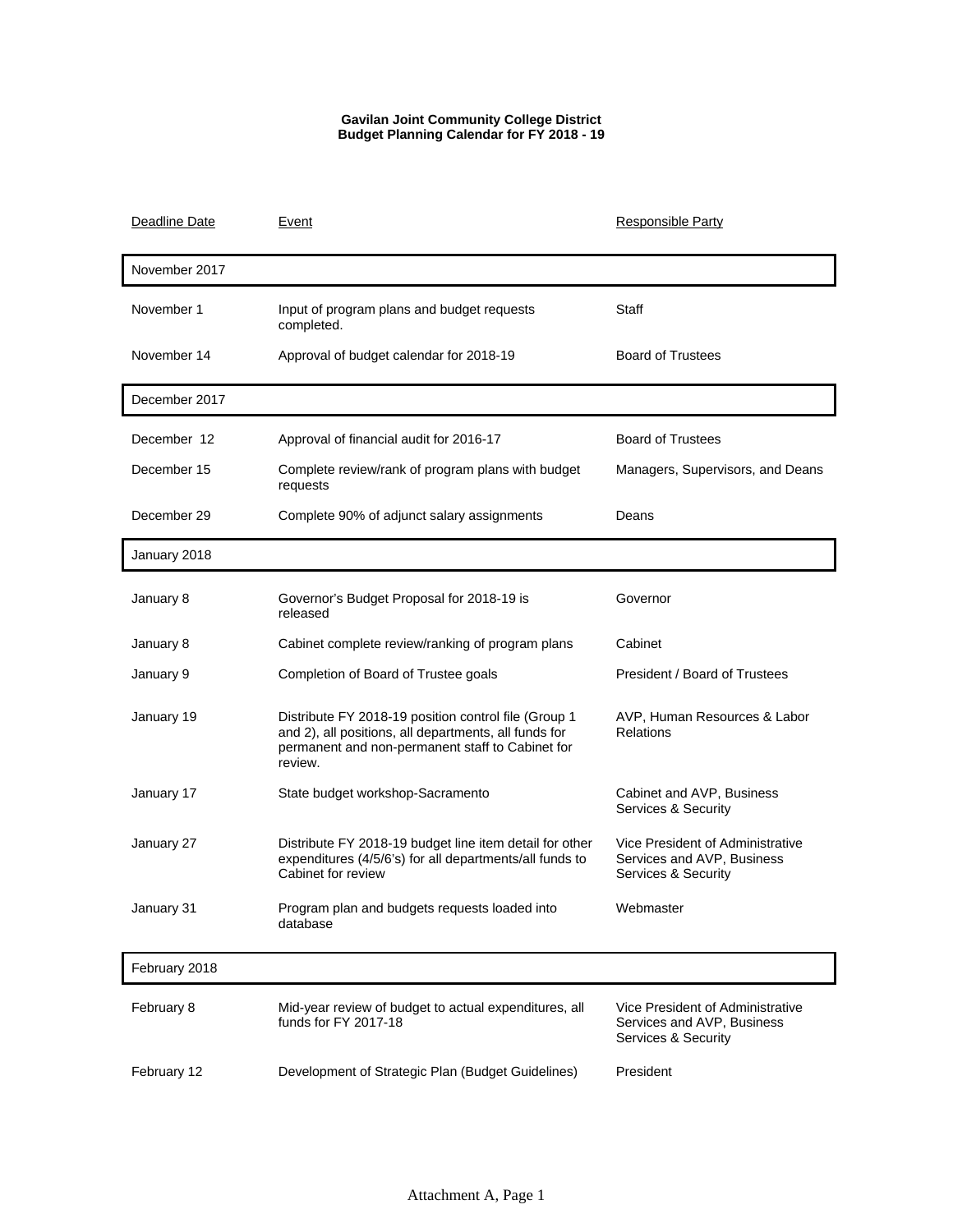**Gavilan Joint Community College District**
**Budget Planning Calendar for FY 2018 - 19**

| Deadline Date | Event | Responsible Party |
|---|---|---|
| **November 2017** | | |
| November 1 | Input of program plans and budget requests completed. | Staff |
| November 14 | Approval of budget calendar for 2018-19 | Board of Trustees |
| **December 2017** | | |
| December 12 | Approval of financial audit for 2016-17 | Board of Trustees |
| December 15 | Complete review/rank of program plans with budget requests | Managers, Supervisors, and Deans |
| December 29 | Complete 90% of adjunct salary assignments | Deans |
| **January 2018** | | |
| January 8 | Governor's Budget Proposal for 2018-19 is released | Governor |
| January 8 | Cabinet complete review/ranking of program plans | Cabinet |
| January 9 | Completion of Board of Trustee goals | President / Board of Trustees |
| January 19 | Distribute FY 2018-19 position control file (Group 1 and 2), all positions, all departments, all funds for permanent and non-permanent staff to Cabinet for review. | AVP, Human Resources & Labor Relations |
| January 17 | State budget workshop-Sacramento | Cabinet and AVP, Business Services & Security |
| January 27 | Distribute FY 2018-19 budget line item detail for other expenditures (4/5/6's) for all departments/all funds to Cabinet for review | Vice President of Administrative Services and AVP, Business Services & Security |
| January 31 | Program plan and budgets requests loaded into database | Webmaster |
| **February 2018** | | |
| February 8 | Mid-year review of budget to actual expenditures, all funds for FY 2017-18 | Vice President of Administrative Services and AVP, Business Services & Security |
| February 12 | Development of Strategic Plan (Budget Guidelines) | President |

Attachment A, Page 1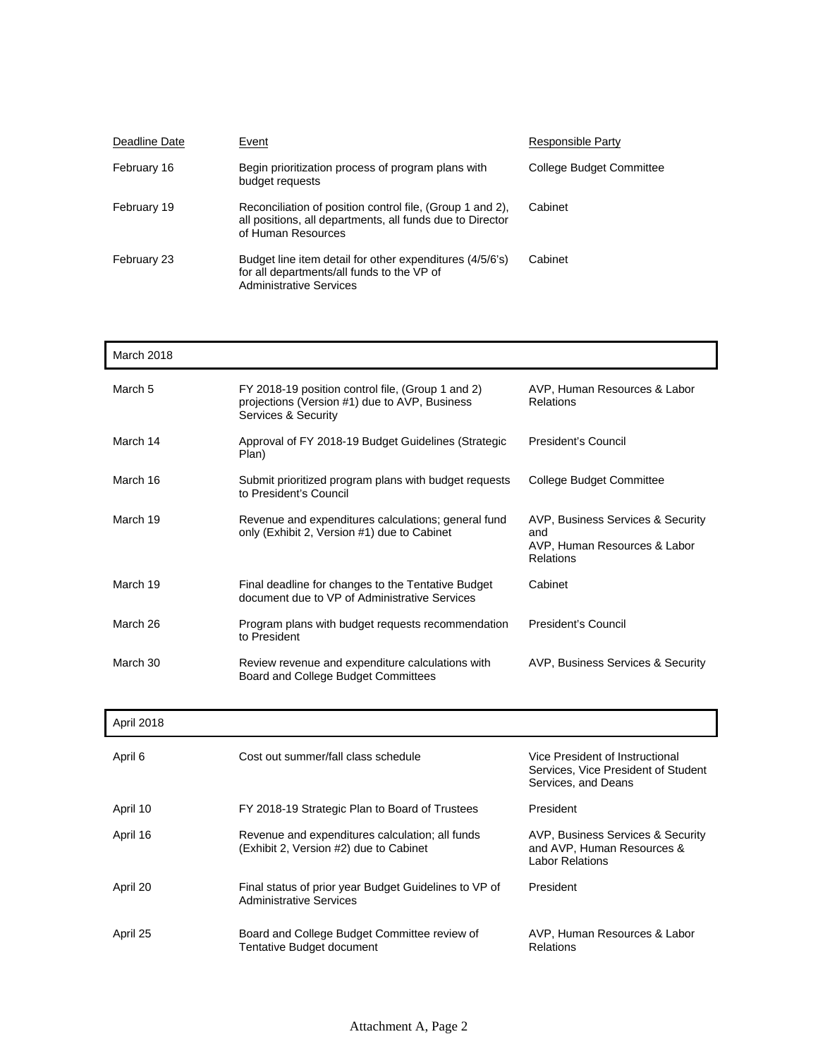| Deadline Date | Event | Responsible Party |
|---|---|---|
| February 16 | Begin prioritization process of program plans with budget requests | College Budget Committee |
| February 19 | Reconciliation of position control file, (Group 1 and 2), all positions, all departments, all funds due to Director of Human Resources | Cabinet |
| February 23 | Budget line item detail for other expenditures (4/5/6's) for all departments/all funds to the VP of Administrative Services | Cabinet |
| **March 2018** | | |
| March 5 | FY 2018-19 position control file, (Group 1 and 2) projections (Version #1) due to AVP, Business Services & Security | AVP, Human Resources & Labor Relations |
| March 14 | Approval of FY 2018-19 Budget Guidelines (Strategic Plan) | President's Council |
| March 16 | Submit prioritized program plans with budget requests to President's Council | College Budget Committee |
| March 19 | Revenue and expenditures calculations; general fund only (Exhibit 2, Version #1) due to Cabinet | AVP, Business Services & Security and AVP, Human Resources & Labor Relations |
| March 19 | Final deadline for changes to the Tentative Budget document due to VP of Administrative Services | Cabinet |
| March 26 | Program plans with budget requests recommendation to President | President's Council |
| March 30 | Review revenue and expenditure calculations with Board and College Budget Committees | AVP, Business Services & Security |
| **April 2018** | | |
| April 6 | Cost out summer/fall class schedule | Vice President of Instructional Services, Vice President of Student Services, and Deans |
| April 10 | FY 2018-19 Strategic Plan to Board of Trustees | President |
| April 16 | Revenue and expenditures calculation; all funds (Exhibit 2, Version #2) due to Cabinet | AVP, Business Services & Security and AVP, Human Resources & Labor Relations |
| April 20 | Final status of prior year Budget Guidelines to VP of Administrative Services | President |
| April 25 | Board and College Budget Committee review of Tentative Budget document | AVP, Human Resources & Labor Relations |

Attachment A, Page 2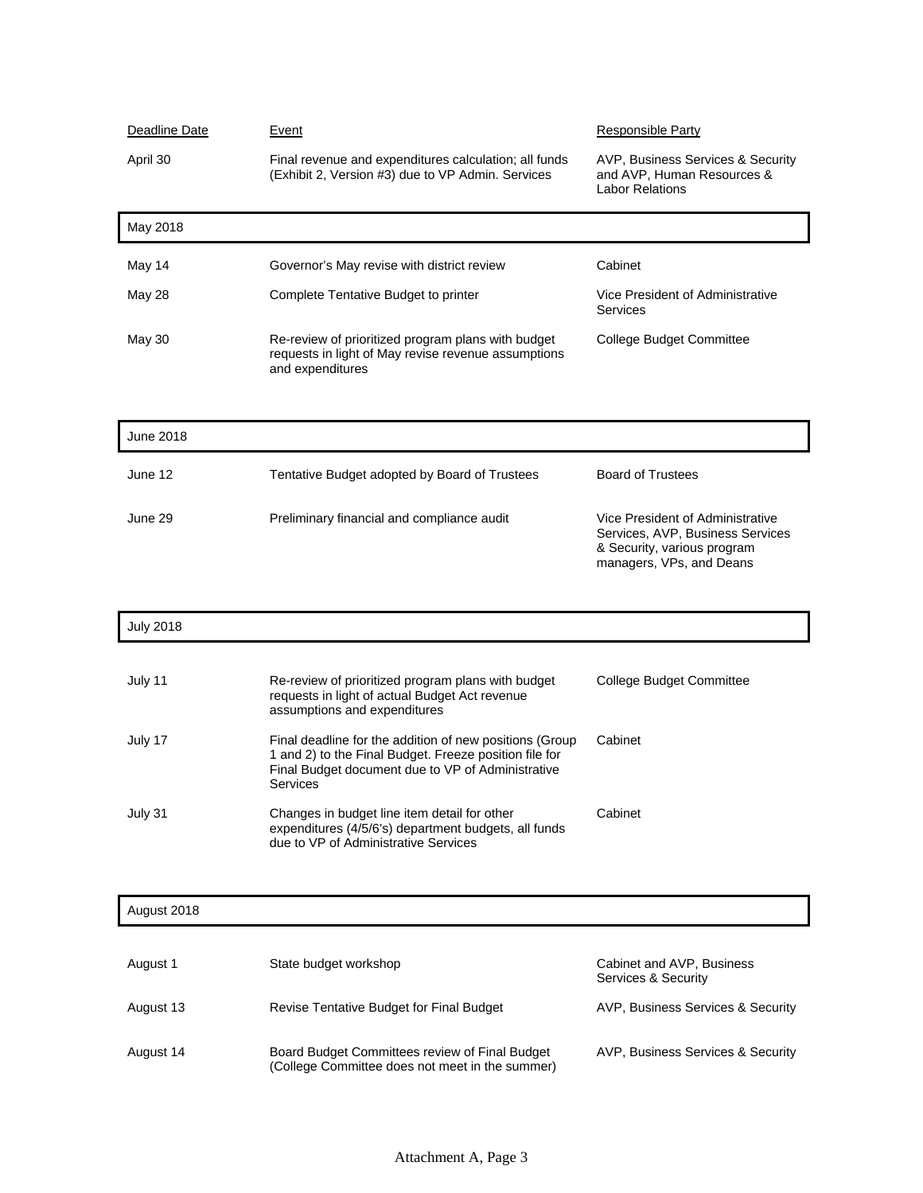| Deadline Date | Event | Responsible Party |
|---|---|---|
| April 30 | Final revenue and expenditures calculation; all funds (Exhibit 2, Version #3) due to VP Admin. Services | AVP, Business Services & Security and AVP, Human Resources & Labor Relations |
| **May 2018** | | |
| May 14 | Governor's May revise with district review | Cabinet |
| May 28 | Complete Tentative Budget to printer | Vice President of Administrative Services |
| May 30 | Re-review of prioritized program plans with budget requests in light of May revise revenue assumptions and expenditures | College Budget Committee |
| **June 2018** | | |
| June 12 | Tentative Budget adopted by Board of Trustees | Board of Trustees |
| June 29 | Preliminary financial and compliance audit | Vice President of Administrative Services, AVP, Business Services & Security, various program managers, VPs, and Deans |
| **July 2018** | | |
| July 11 | Re-review of prioritized program plans with budget requests in light of actual Budget Act revenue assumptions and expenditures | College Budget Committee |
| July 17 | Final deadline for the addition of new positions (Group 1 and 2) to the Final Budget. Freeze position file for Final Budget document due to VP of Administrative Services | Cabinet |
| July 31 | Changes in budget line item detail for other expenditures (4/5/6's) department budgets, all funds due to VP of Administrative Services | Cabinet |
| **August 2018** | | |
| August 1 | State budget workshop | Cabinet and AVP, Business Services & Security |
| August 13 | Revise Tentative Budget for Final Budget | AVP, Business Services & Security |
| August 14 | Board Budget Committees review of Final Budget (College Committee does not meet in the summer) | AVP, Business Services & Security |

Attachment A, Page 3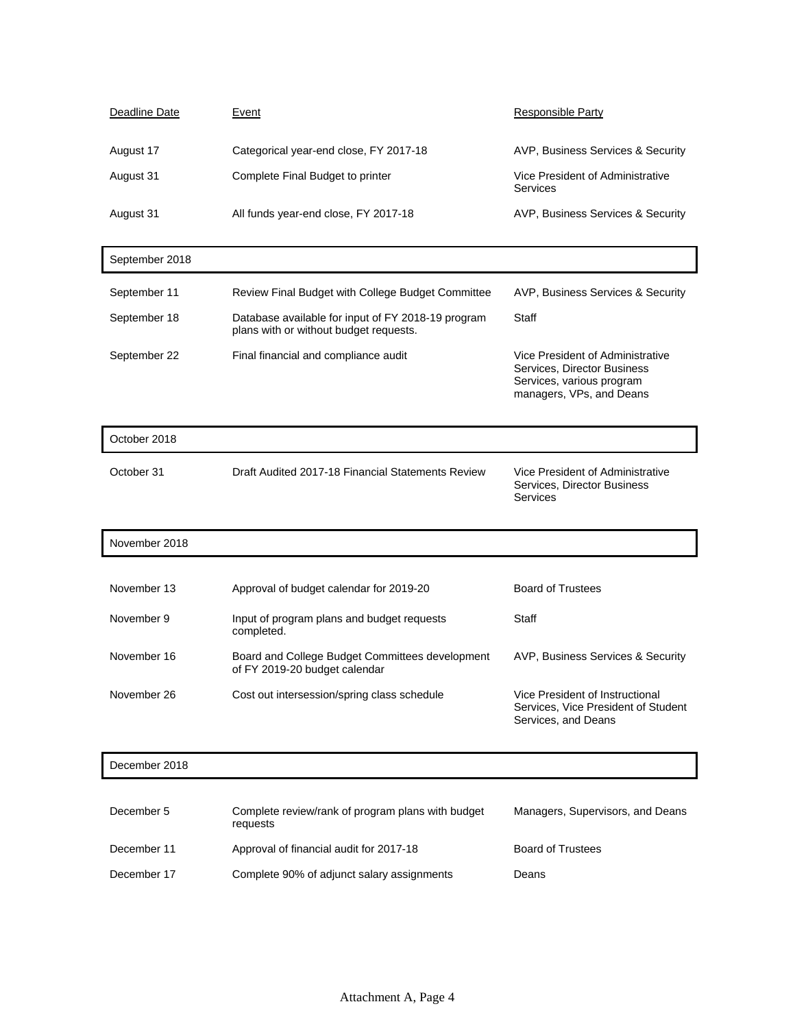| Deadline Date | Event | Responsible Party |
|---|---|---|
| August 17 | Categorical year-end close, FY 2017-18 | AVP, Business Services & Security |
| August 31 | Complete Final Budget to printer | Vice President of Administrative Services |
| August 31 | All funds year-end close, FY 2017-18 | AVP, Business Services & Security |
| **September 2018** | | |
| September 11 | Review Final Budget with College Budget Committee | AVP, Business Services & Security |
| September 18 | Database available for input of FY 2018-19 program plans with or without budget requests. | Staff |
| September 22 | Final financial and compliance audit | Vice President of Administrative Services, Director Business Services, various program managers, VPs, and Deans |
| **October 2018** | | |
| October 31 | Draft Audited 2017-18 Financial Statements Review | Vice President of Administrative Services, Director Business Services |
| **November 2018** | | |
| November 13 | Approval of budget calendar for 2019-20 | Board of Trustees |
| November 9 | Input of program plans and budget requests completed. | Staff |
| November 16 | Board and College Budget Committees development of FY 2019-20 budget calendar | AVP, Business Services & Security |
| November 26 | Cost out intersession/spring class schedule | Vice President of Instructional Services, Vice President of Student Services, and Deans |
| **December 2018** | | |
| December 5 | Complete review/rank of program plans with budget requests | Managers, Supervisors, and Deans |
| December 11 | Approval of financial audit for 2017-18 | Board of Trustees |
| December 17 | Complete 90% of adjunct salary assignments | Deans |

Attachment A, Page 4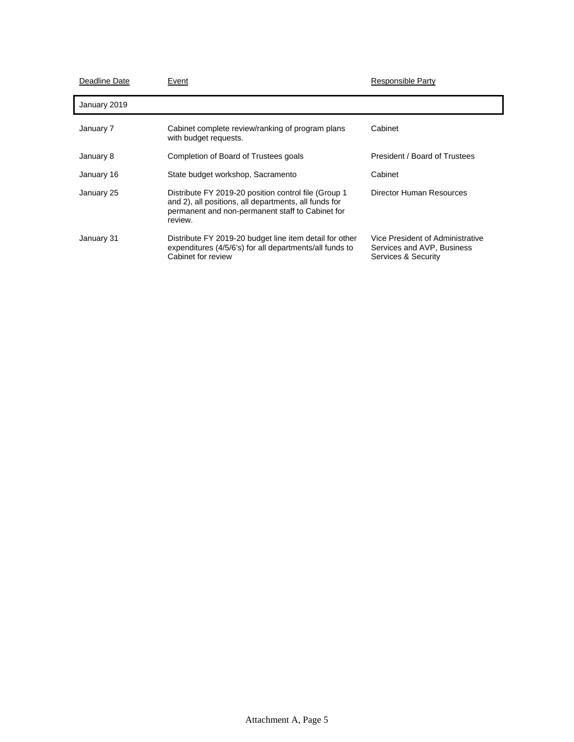| Deadline Date | Event | Responsible Party |
|---|---|---|
| **January 2019** | | |
| January 7 | Cabinet complete review/ranking of program plans with budget requests. | Cabinet |
| January 8 | Completion of Board of Trustees goals | President / Board of Trustees |
| January 16 | State budget workshop, Sacramento | Cabinet |
| January 25 | Distribute FY 2019-20 position control file (Group 1 and 2), all positions, all departments, all funds for permanent and non-permanent staff to Cabinet for review. | Director Human Resources |
| January 31 | Distribute FY 2019-20 budget line item detail for other expenditures (4/5/6's) for all departments/all funds to Cabinet for review | Vice President of Administrative Services and AVP, Business Services & Security |

Attachment A, Page 5